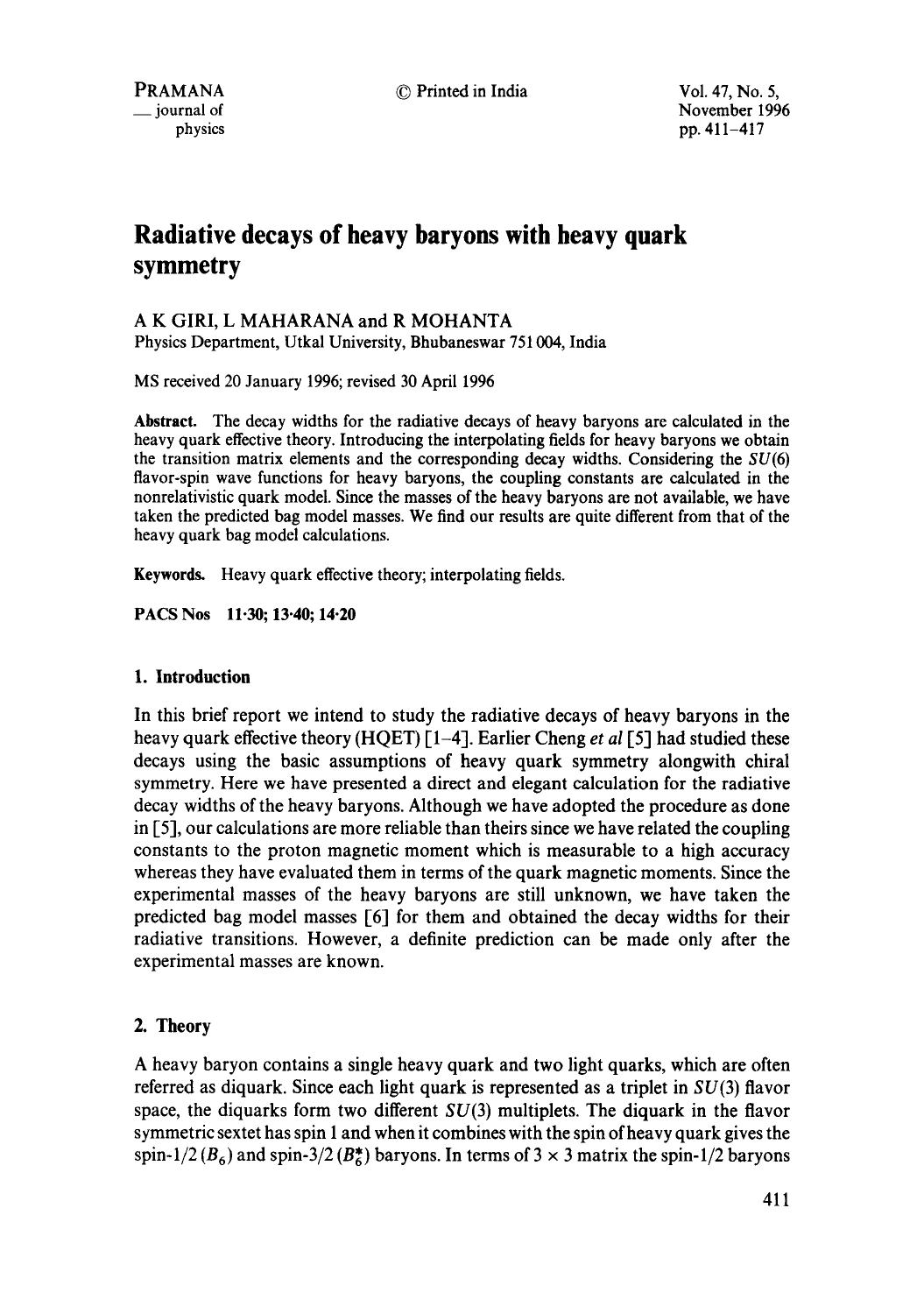# Radiative decays of heavy baryons with heavy quark symmetry

A K GIRI, L MAHARANA and R MOHANTA
Physics Department, Utkal University, Bhubaneswar 751 004, India

MS received 20 January 1996; revised 30 April 1996

**Abstract.** The decay widths for the radiative decays of heavy baryons are calculated in the heavy quark effective theory. Introducing the interpolating fields for heavy baryons we obtain the transition matrix elements and the corresponding decay widths. Considering the $SU(6)$ flavor-spin wave functions for heavy baryons, the coupling constants are calculated in the nonrelativistic quark model. Since the masses of the heavy baryons are not available, we have taken the predicted bag model masses. We find our results are quite different from that of the heavy quark bag model calculations.

**Keywords.** Heavy quark effective theory; interpolating fields.

**PACS Nos** 11·30; 13·40; 14·20

## 1. Introduction

In this brief report we intend to study the radiative decays of heavy baryons in the heavy quark effective theory (HQET) [1–4]. Earlier Cheng *et al* [5] had studied these decays using the basic assumptions of heavy quark symmetry alongwith chiral symmetry. Here we have presented a direct and elegant calculation for the radiative decay widths of the heavy baryons. Although we have adopted the procedure as done in [5], our calculations are more reliable than theirs since we have related the coupling constants to the proton magnetic moment which is measurable to a high accuracy whereas they have evaluated them in terms of the quark magnetic moments. Since the experimental masses of the heavy baryons are still unknown, we have taken the predicted bag model masses [6] for them and obtained the decay widths for their radiative transitions. However, a definite prediction can be made only after the experimental masses are known.

## 2. Theory

A heavy baryon contains a single heavy quark and two light quarks, which are often referred as diquark. Since each light quark is represented as a triplet in $SU(3)$ flavor space, the diquarks form two different $SU(3)$ multiplets. The diquark in the flavor symmetric sextet has spin 1 and when it combines with the spin of heavy quark gives the spin-1/2 ($B_6$) and spin-3/2 ($B_6^*$) baryons. In terms of $3 \times 3$ matrix the spin-1/2 baryons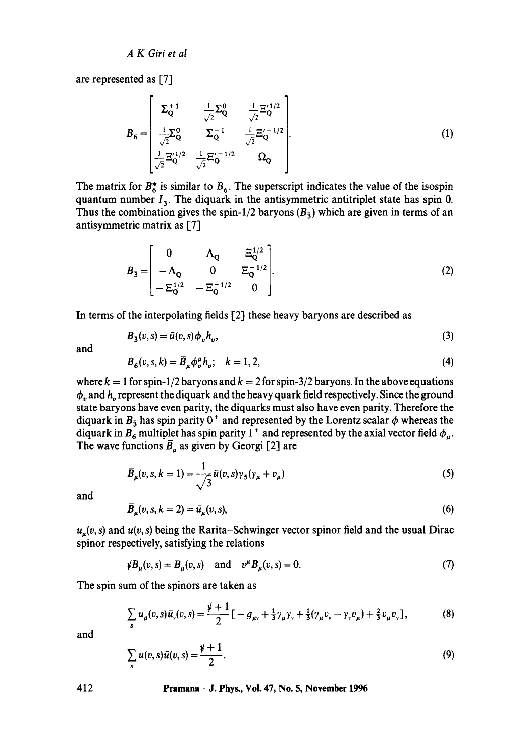are represented as [7]

$$B_6 = \begin{bmatrix} \Sigma_Q^{+1} & \frac{1}{\sqrt{2}}\Sigma_Q^0 & \frac{1}{\sqrt{2}}\Xi_Q'^{1/2} \\ \frac{1}{\sqrt{2}}\Sigma_Q^0 & \Sigma_Q^{-1} & \frac{1}{\sqrt{2}}\Xi_Q'^{-1/2} \\ \frac{1}{\sqrt{2}}\Xi_Q'^{1/2} & \frac{1}{\sqrt{2}}\Xi_Q'^{-1/2} & \Omega_Q \end{bmatrix}. \tag{1}$$

The matrix for $B_6^*$ is similar to $B_6$. The superscript indicates the value of the isospin quantum number $I_3$. The diquark in the antisymmetric antitriplet state has spin 0. Thus the combination gives the spin-1/2 baryons ($B_{\bar{3}}$) which are given in terms of an antisymmetric matrix as [7]

$$B_{\bar{3}} = \begin{bmatrix} 0 & \Lambda_Q & \Xi_Q^{1/2} \\ -\Lambda_Q & 0 & \Xi_Q^{-1/2} \\ -\Xi_Q^{1/2} & -\Xi_Q^{-1/2} & 0 \end{bmatrix}. \tag{2}$$

In terms of the interpolating fields [2] these heavy baryons are described as

$$B_{\bar{3}}(v,s) = \bar{u}(v,s)\phi_v h_v, \tag{3}$$

and

$$B_6(v,s,k) = \bar{B}_\mu \phi_v^\mu h_v; \quad k = 1,2, \tag{4}$$

where $k=1$ for spin-1/2 baryons and $k=2$ for spin-3/2 baryons. In the above equations $\phi_v$ and $h_v$ represent the diquark and the heavy quark field respectively. Since the ground state baryons have even parity, the diquarks must also have even parity. Therefore the diquark in $B_{\bar{3}}$ has spin parity $0^+$ and represented by the Lorentz scalar $\phi$ whereas the diquark in $B_6$ multiplet has spin parity $1^+$ and represented by the axial vector field $\phi_\mu$. The wave functions $\bar{B}_\mu$ as given by Georgi [2] are

$$\bar{B}_\mu(v,s,k=1) = \frac{1}{\sqrt{3}}\bar{u}(v,s)\gamma_5(\gamma_\mu + v_\mu) \tag{5}$$

and

$$\bar{B}_\mu(v,s,k=2) = \bar{u}_\mu(v,s), \tag{6}$$

$u_\mu(v,s)$ and $u(v,s)$ being the Rarita–Schwinger vector spinor field and the usual Dirac spinor respectively, satisfying the relations

$$\not{v}B_\mu(v,s) = B_\mu(v,s) \quad \text{and} \quad v^\mu B_\mu(v,s) = 0. \tag{7}$$

The spin sum of the spinors are taken as

$$\sum_s u_\mu(v,s)\bar{u}_\nu(v,s) = \frac{\not{v}+1}{2}\left[-g_{\mu\nu} + \tfrac{1}{3}\gamma_\mu\gamma_\nu + \tfrac{1}{3}(\gamma_\mu v_\nu - \gamma_\nu v_\mu) + \tfrac{2}{3}v_\mu v_\nu\right], \tag{8}$$

and

$$\sum_s u(v,s)\bar{u}(v,s) = \frac{\not{v}+1}{2}. \tag{9}$$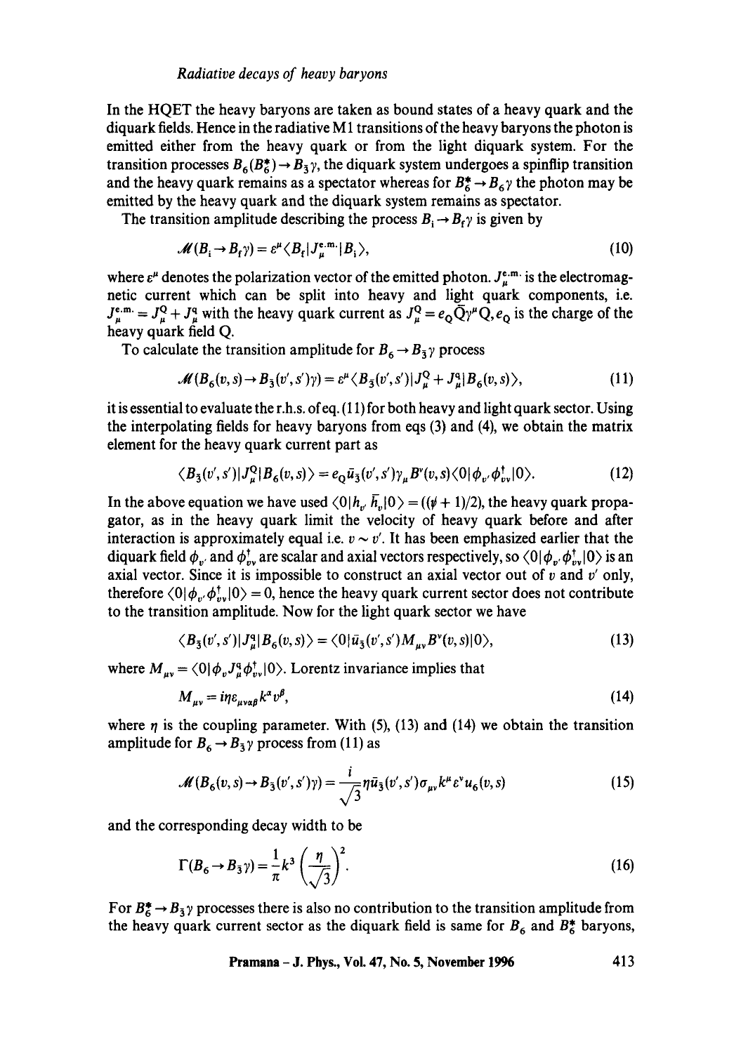In the HQET the heavy baryons are taken as bound states of a heavy quark and the diquark fields. Hence in the radiative M1 transitions of the heavy baryons the photon is emitted either from the heavy quark or from the light diquark system. For the transition processes $B_6(B_6^*) \rightarrow B_{\bar{3}}\gamma$, the diquark system undergoes a spinflip transition and the heavy quark remains as a spectator whereas for $B_6^* \rightarrow B_6\gamma$ the photon may be emitted by the heavy quark and the diquark system remains as spectator.

The transition amplitude describing the process $B_i \rightarrow B_f\gamma$ is given by

$$\mathcal{M}(B_i \rightarrow B_f\gamma) = \varepsilon^\mu \langle B_f | J_\mu^{\text{e.m.}} | B_i \rangle, \tag{10}$$

where $\varepsilon^\mu$ denotes the polarization vector of the emitted photon. $J_\mu^{\text{e.m.}}$ is the electromagnetic current which can be split into heavy and light quark components, i.e. $J_\mu^{\text{e.m.}} = J_\mu^Q + J_\mu^q$ with the heavy quark current as $J_\mu^Q = e_Q \bar{Q}\gamma^\mu Q$, $e_Q$ is the charge of the heavy quark field Q.

To calculate the transition amplitude for $B_6 \rightarrow B_{\bar{3}}\gamma$ process

$$\mathcal{M}(B_6(v,s) \rightarrow B_{\bar{3}}(v',s')\gamma) = \varepsilon^\mu \langle B_{\bar{3}}(v',s') | J_\mu^Q + J_\mu^q | B_6(v,s) \rangle, \tag{11}$$

it is essential to evaluate the r.h.s. of eq. (11) for both heavy and light quark sector. Using the interpolating fields for heavy baryons from eqs (3) and (4), we obtain the matrix element for the heavy quark current part as

$$\langle B_{\bar{3}}(v',s') | J_\mu^Q | B_6(v,s) \rangle = e_Q \bar{u}_{\bar{3}}(v',s')\gamma_\mu B^\nu(v,s) \langle 0 | \phi_{v'} \phi_{v\nu}^\dagger | 0 \rangle. \tag{12}$$

In the above equation we have used $\langle 0 | h_{v'} \bar{h}_v | 0 \rangle = ((\not{v} + 1)/2)$, the heavy quark propagator, as in the heavy quark limit the velocity of heavy quark before and after interaction is approximately equal i.e. $v \sim v'$. It has been emphasized earlier that the diquark field $\phi_{v'}$ and $\phi_{v\nu}^\dagger$ are scalar and axial vectors respectively, so $\langle 0 | \phi_{v'} \phi_{v\nu}^\dagger | 0 \rangle$ is an axial vector. Since it is impossible to construct an axial vector out of $v$ and $v'$ only, therefore $\langle 0 | \phi_{v'} \phi_{v\nu}^\dagger | 0 \rangle = 0$, hence the heavy quark current sector does not contribute to the transition amplitude. Now for the light quark sector we have

$$\langle B_{\bar{3}}(v',s') | J_\mu^q | B_6(v,s) \rangle = \langle 0 | \bar{u}_{\bar{3}}(v',s') M_{\mu\nu} B^\nu(v,s) | 0 \rangle, \tag{13}$$

where $M_{\mu\nu} = \langle 0 | \phi_v J_\mu^q \phi_{v\nu}^\dagger | 0 \rangle$. Lorentz invariance implies that

$$M_{\mu\nu} = i\eta \varepsilon_{\mu\nu\alpha\beta} k^\alpha v^\beta, \tag{14}$$

where $\eta$ is the coupling parameter. With (5), (13) and (14) we obtain the transition amplitude for $B_6 \rightarrow B_{\bar{3}}\gamma$ process from (11) as

$$\mathcal{M}(B_6(v,s) \rightarrow B_{\bar{3}}(v',s')\gamma) = \frac{i}{\sqrt{3}} \eta \bar{u}_{\bar{3}}(v',s') \sigma_{\mu\nu} k^\mu \varepsilon^\nu u_6(v,s) \tag{15}$$

and the corresponding decay width to be

$$\Gamma(B_6 \rightarrow B_{\bar{3}}\gamma) = \frac{1}{\pi} k^3 \left(\frac{\eta}{\sqrt{3}}\right)^2. \tag{16}$$

For $B_6^* \rightarrow B_{\bar{3}}\gamma$ processes there is also no contribution to the transition amplitude from the heavy quark current sector as the diquark field is same for $B_6$ and $B_6^*$ baryons,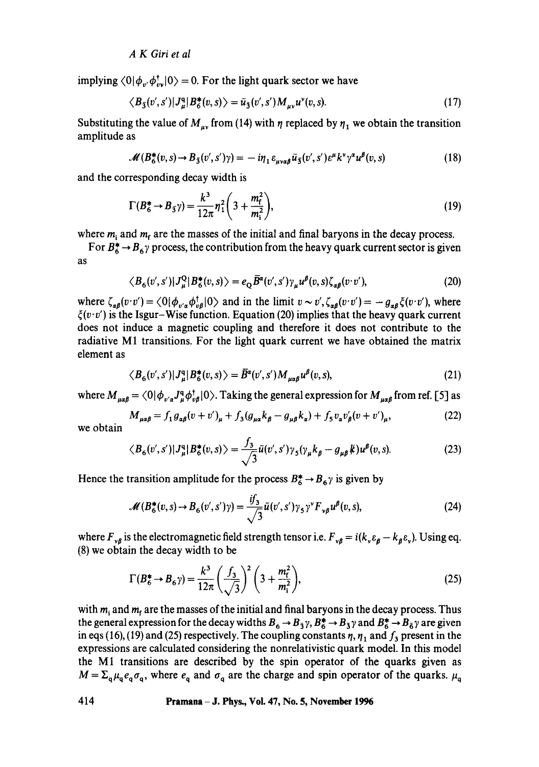implying $\langle 0|\phi_{v'}\phi^{\dagger}_{vv}|0\rangle = 0$. For the light quark sector we have

$$\langle B_{\bar{3}}(v',s')|J^{q}_{\mu}|B^{*}_{6}(v,s)\rangle = \bar{u}_{\bar{3}}(v',s')M_{\mu\nu}u^{\nu}(v,s). \tag{17}$$

Substituting the value of $M_{\mu\nu}$ from (14) with $\eta$ replaced by $\eta_1$ we obtain the transition amplitude as

$$\mathcal{M}(B^{*}_{6}(v,s)\to B_{\bar{3}}(v',s')\gamma) = -i\eta_1\,\varepsilon_{\mu\nu\alpha\beta}\bar{u}_{\bar{3}}(v',s')\varepsilon^{\mu}k^{\nu}\gamma^{\alpha}u^{\beta}(v,s) \tag{18}$$

and the corresponding decay width is

$$\Gamma(B^{*}_{6}\to B_{\bar{3}}\gamma) = \frac{k^3}{12\pi}\eta_1^2\left(3+\frac{m_f^2}{m_i^2}\right), \tag{19}$$

where $m_i$ and $m_f$ are the masses of the initial and final baryons in the decay process.

For $B^{*}_{6}\to B_{6}\gamma$ process, the contribution from the heavy quark current sector is given as

$$\langle B_6(v',s')|J^{Q}_{\mu}|B^{*}_{6}(v,s)\rangle = e_Q\bar{B}^{\alpha}(v',s')\gamma_{\mu}u^{\beta}(v,s)\zeta_{\alpha\beta}(v\cdot v'), \tag{20}$$

where $\zeta_{\alpha\beta}(v\cdot v') = \langle 0|\phi_{v'\alpha}\phi^{\dagger}_{v\beta}|0\rangle$ and in the limit $v\sim v'$, $\zeta_{\alpha\beta}(v\cdot v') = -g_{\alpha\beta}\xi(v\cdot v')$, where $\xi(v\cdot v')$ is the Isgur–Wise function. Equation (20) implies that the heavy quark current does not induce a magnetic coupling and therefore it does not contribute to the radiative M1 transitions. For the light quark current we have obtained the matrix element as

$$\langle B_6(v',s')|J^{q}_{\mu}|B^{*}_{6}(v,s)\rangle = \bar{B}^{\alpha}(v',s')M_{\mu\alpha\beta}u^{\beta}(v,s), \tag{21}$$

where $M_{\mu\alpha\beta} = \langle 0|\phi_{v'\alpha}J^{q}_{\mu}\phi^{\dagger}_{v\beta}|0\rangle$. Taking the general expression for $M_{\mu\alpha\beta}$ from ref. [5] as

$$M_{\mu\alpha\beta} = f_1 g_{\alpha\beta}(v+v')_{\mu} + f_3(g_{\mu\alpha}k_{\beta} - g_{\mu\beta}k_{\alpha}) + f_5 v_{\alpha}v'_{\beta}(v+v')_{\mu}, \tag{22}$$

we obtain

$$\langle B_6(v',s')|J^{q}_{\mu}|B^{*}_{6}(v,s)\rangle = \frac{f_3}{\sqrt{3}}\bar{u}(v',s')\gamma_5(\gamma_{\mu}k_{\beta} - g_{\mu\beta}\not{k})u^{\beta}(v,s). \tag{23}$$

Hence the transition amplitude for the process $B^{*}_{6}\to B_{6}\gamma$ is given by

$$\mathcal{M}(B^{*}_{6}(v,s)\to B_{6}(v',s')\gamma) = \frac{if_3}{\sqrt{3}}\bar{u}(v',s')\gamma_5\gamma^{\nu}F_{\nu\beta}u^{\beta}(v,s), \tag{24}$$

where $F_{\nu\beta}$ is the electromagnetic field strength tensor i.e. $F_{\nu\beta} = i(k_{\nu}\varepsilon_{\beta} - k_{\beta}\varepsilon_{\nu})$. Using eq. (8) we obtain the decay width to be

$$\Gamma(B^{*}_{6}\to B_{6}\gamma) = \frac{k^3}{12\pi}\left(\frac{f_3}{\sqrt{3}}\right)^2\left(3+\frac{m_f^2}{m_i^2}\right), \tag{25}$$

with $m_i$ and $m_f$ are the masses of the initial and final baryons in the decay process. Thus the general expression for the decay widths $B_6\to B_{\bar{3}}\gamma$, $B^{*}_{6}\to B_{\bar{3}}\gamma$ and $B^{*}_{6}\to B_{\bar{6}}\gamma$ are given in eqs (16), (19) and (25) respectively. The coupling constants $\eta$, $\eta_1$ and $f_3$ present in the expressions are calculated considering the nonrelativistic quark model. In this model the M1 transitions are described by the spin operator of the quarks given as $M = \Sigma_q \mu_q e_q \sigma_q$, where $e_q$ and $\sigma_q$ are the charge and spin operator of the quarks. $\mu_q$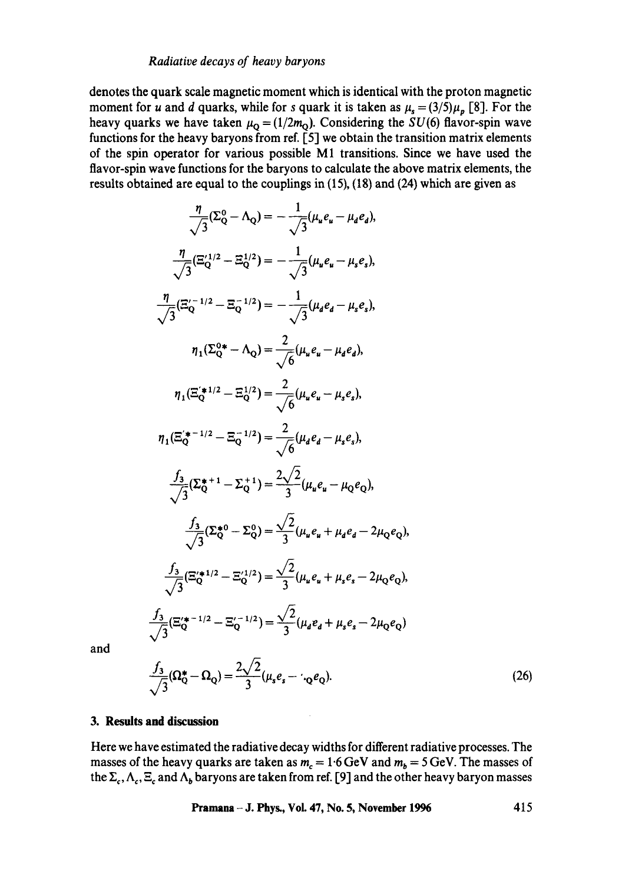denotes the quark scale magnetic moment which is identical with the proton magnetic moment for $u$ and $d$ quarks, while for $s$ quark it is taken as $\mu_s = (3/5)\mu_p$ [8]. For the heavy quarks we have taken $\mu_Q = (1/2m_Q)$. Considering the $SU(6)$ flavor-spin wave functions for the heavy baryons from ref. [5] we obtain the transition matrix elements of the spin operator for various possible M1 transitions. Since we have used the flavor-spin wave functions for the baryons to calculate the above matrix elements, the results obtained are equal to the couplings in (15), (18) and (24) which are given as

$$\frac{\eta}{\sqrt{3}}(\Sigma_Q^0 - \Lambda_Q) = -\frac{1}{\sqrt{3}}(\mu_u e_u - \mu_d e_d),$$

$$\frac{\eta}{\sqrt{3}}(\Xi_Q^{\prime 1/2} - \Xi_Q^{1/2}) = -\frac{1}{\sqrt{3}}(\mu_u e_u - \mu_s e_s),$$

$$\frac{\eta}{\sqrt{3}}(\Xi_Q^{\prime -1/2} - \Xi_Q^{-1/2}) = -\frac{1}{\sqrt{3}}(\mu_d e_d - \mu_s e_s),$$

$$\eta_1(\Sigma_Q^{0*} - \Lambda_Q) = \frac{2}{\sqrt{6}}(\mu_u e_u - \mu_d e_d),$$

$$\eta_1(\Xi_Q^{\prime * 1/2} - \Xi_Q^{1/2}) = \frac{2}{\sqrt{6}}(\mu_u e_u - \mu_s e_s),$$

$$\eta_1(\Xi_Q^{\prime * -1/2} - \Xi_Q^{-1/2}) = \frac{2}{\sqrt{6}}(\mu_d e_d - \mu_s e_s),$$

$$\frac{f_3}{\sqrt{3}}(\Sigma_Q^{*+1} - \Sigma_Q^{+1}) = \frac{2\sqrt{2}}{3}(\mu_u e_u - \mu_Q e_Q),$$

$$\frac{f_3}{\sqrt{3}}(\Sigma_Q^{*0} - \Sigma_Q^0) = \frac{\sqrt{2}}{3}(\mu_u e_u + \mu_d e_d - 2\mu_Q e_Q),$$

$$\frac{f_3}{\sqrt{3}}(\Xi_Q^{\prime * 1/2} - \Xi_Q^{\prime 1/2}) = \frac{\sqrt{2}}{3}(\mu_u e_u + \mu_s e_s - 2\mu_Q e_Q),$$

$$\frac{f_3}{\sqrt{3}}(\Xi_Q^{\prime * -1/2} - \Xi_Q^{\prime -1/2}) = \frac{\sqrt{2}}{3}(\mu_d e_d + \mu_s e_s - 2\mu_Q e_Q)$$

and

$$\frac{f_3}{\sqrt{3}}(\Omega_Q^* - \Omega_Q) = \frac{2\sqrt{2}}{3}(\mu_s e_s - \mu_Q e_Q). \tag{26}$$

## 3. Results and discussion

Here we have estimated the radiative decay widths for different radiative processes. The masses of the heavy quarks are taken as $m_c = 1{\cdot}6\,\text{GeV}$ and $m_b = 5\,\text{GeV}$. The masses of the $\Sigma_c$, $\Lambda_c$, $\Xi_c$ and $\Lambda_b$ baryons are taken from ref. [9] and the other heavy baryon masses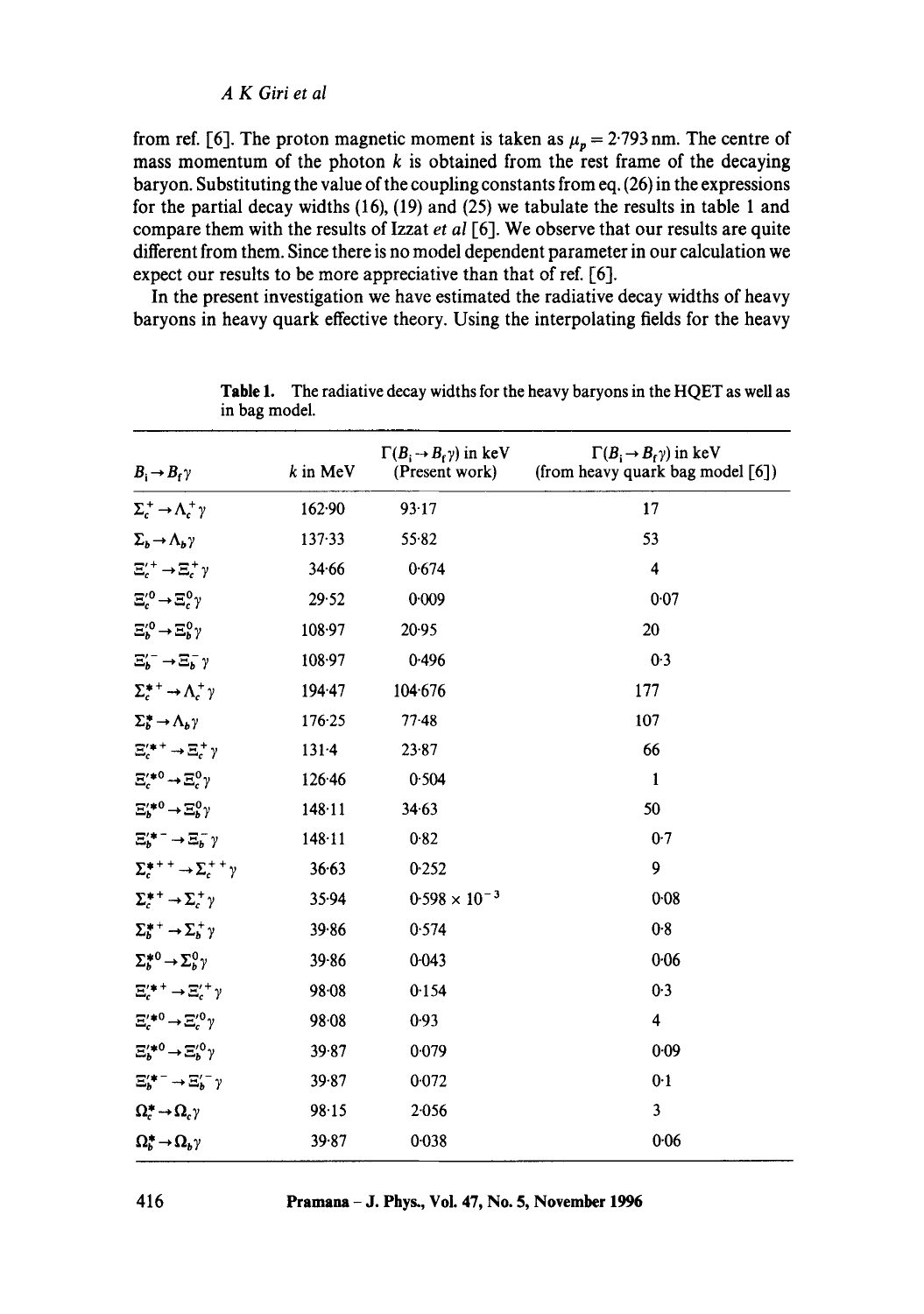from ref. [6]. The proton magnetic moment is taken as $\mu_p = 2{\cdot}793$ nm. The centre of mass momentum of the photon $k$ is obtained from the rest frame of the decaying baryon. Substituting the value of the coupling constants from eq. (26) in the expressions for the partial decay widths (16), (19) and (25) we tabulate the results in table 1 and compare them with the results of Izzat *et al* [6]. We observe that our results are quite different from them. Since there is no model dependent parameter in our calculation we expect our results to be more appreciative than that of ref. [6].

In the present investigation we have estimated the radiative decay widths of heavy baryons in heavy quark effective theory. Using the interpolating fields for the heavy

**Table 1.** The radiative decay widths for the heavy baryons in the HQET as well as in bag model.

| $B_i \to B_f \gamma$ | $k$ in MeV | $\Gamma(B_i \to B_f \gamma)$ in keV (Present work) | $\Gamma(B_i \to B_f \gamma)$ in keV (from heavy quark bag model [6]) |
|---|---|---|---|
| $\Sigma_c^+ \to \Lambda_c^+ \gamma$ | 162·90 | 93·17 | 17 |
| $\Sigma_b \to \Lambda_b \gamma$ | 137·33 | 55·82 | 53 |
| $\Xi_c'^+ \to \Xi_c^+ \gamma$ | 34·66 | 0·674 | 4 |
| $\Xi_c'^0 \to \Xi_c^0 \gamma$ | 29·52 | 0·009 | 0·07 |
| $\Xi_b'^0 \to \Xi_b^0 \gamma$ | 108·97 | 20·95 | 20 |
| $\Xi_b'^- \to \Xi_b^- \gamma$ | 108·97 | 0·496 | 0·3 |
| $\Sigma_c^{*+} \to \Lambda_c^+ \gamma$ | 194·47 | 104·676 | 177 |
| $\Sigma_b^* \to \Lambda_b \gamma$ | 176·25 | 77·48 | 107 |
| $\Xi_c'^{*+} \to \Xi_c^+ \gamma$ | 131·4 | 23·87 | 66 |
| $\Xi_c'^{*0} \to \Xi_c^0 \gamma$ | 126·46 | 0·504 | 1 |
| $\Xi_b'^{*0} \to \Xi_b^0 \gamma$ | 148·11 | 34·63 | 50 |
| $\Xi_b'^{*-} \to \Xi_b^- \gamma$ | 148·11 | 0·82 | 0·7 |
| $\Sigma_c^{*++} \to \Sigma_c^{++} \gamma$ | 36·63 | 0·252 | 9 |
| $\Sigma_c^{*+} \to \Sigma_c^+ \gamma$ | 35·94 | $0{\cdot}598 \times 10^{-3}$ | 0·08 |
| $\Sigma_b^{*+} \to \Sigma_b^+ \gamma$ | 39·86 | 0·574 | 0·8 |
| $\Sigma_b^{*0} \to \Sigma_b^0 \gamma$ | 39·86 | 0·043 | 0·06 |
| $\Xi_c'^{*+} \to \Xi_c'^+ \gamma$ | 98·08 | 0·154 | 0·3 |
| $\Xi_c'^{*0} \to \Xi_c'^0 \gamma$ | 98·08 | 0·93 | 4 |
| $\Xi_b'^{*0} \to \Xi_b'^0 \gamma$ | 39·87 | 0·079 | 0·09 |
| $\Xi_b'^{*-} \to \Xi_b'^- \gamma$ | 39·87 | 0·072 | 0·1 |
| $\Omega_c^* \to \Omega_c \gamma$ | 98·15 | 2·056 | 3 |
| $\Omega_b^* \to \Omega_b \gamma$ | 39·87 | 0·038 | 0·06 |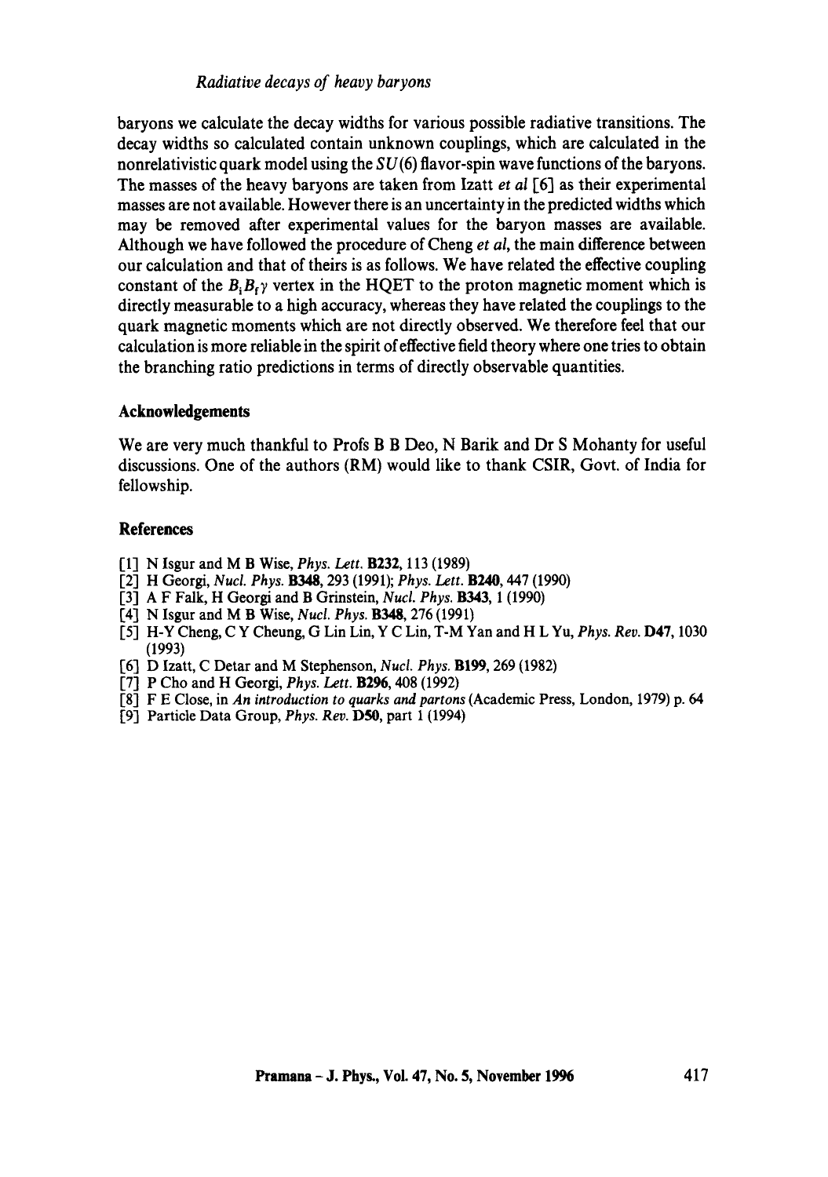baryons we calculate the decay widths for various possible radiative transitions. The decay widths so calculated contain unknown couplings, which are calculated in the nonrelativistic quark model using the $SU(6)$ flavor-spin wave functions of the baryons. The masses of the heavy baryons are taken from Izatt *et al* [6] as their experimental masses are not available. However there is an uncertainty in the predicted widths which may be removed after experimental values for the baryon masses are available. Although we have followed the procedure of Cheng *et al*, the main difference between our calculation and that of theirs is as follows. We have related the effective coupling constant of the $B_i B_f \gamma$ vertex in the HQET to the proton magnetic moment which is directly measurable to a high accuracy, whereas they have related the couplings to the quark magnetic moments which are not directly observed. We therefore feel that our calculation is more reliable in the spirit of effective field theory where one tries to obtain the branching ratio predictions in terms of directly observable quantities.

## Acknowledgements

We are very much thankful to Profs B B Deo, N Barik and Dr S Mohanty for useful discussions. One of the authors (RM) would like to thank CSIR, Govt. of India for fellowship.

## References

[1] N Isgur and M B Wise, *Phys. Lett.* **B232**, 113 (1989)
[2] H Georgi, *Nucl. Phys.* **B348**, 293 (1991); *Phys. Lett.* **B240**, 447 (1990)
[3] A F Falk, H Georgi and B Grinstein, *Nucl. Phys.* **B343**, 1 (1990)
[4] N Isgur and M B Wise, *Nucl. Phys.* **B348**, 276 (1991)
[5] H-Y Cheng, C Y Cheung, G Lin Lin, Y C Lin, T-M Yan and H L Yu, *Phys. Rev.* **D47**, 1030 (1993)
[6] D Izatt, C Detar and M Stephenson, *Nucl. Phys.* **B199**, 269 (1982)
[7] P Cho and H Georgi, *Phys. Lett.* **B296**, 408 (1992)
[8] F E Close, in *An introduction to quarks and partons* (Academic Press, London, 1979) p. 64
[9] Particle Data Group, *Phys. Rev.* **D50**, part 1 (1994)